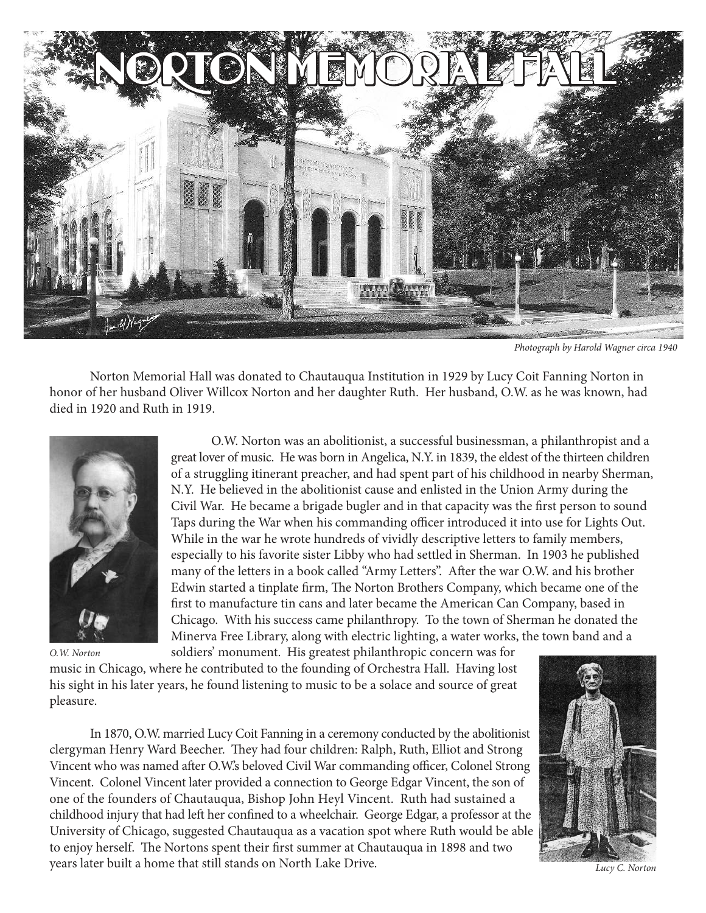# NORTON MEMORIAL HALL

*Photograph by Harold Wagner circa 1940*

Norton Memorial Hall was donated to Chautauqua Institution in 1929 by Lucy Coit Fanning Norton in honor of her husband Oliver Willcox Norton and her daughter Ruth. Her husband, O.W. as he was known, had died in 1920 and Ruth in 1919.

*O.W. Norton*

O.W. Norton was an abolitionist, a successful businessman, a philanthropist and a great lover of music. He was born in Angelica, N.Y. in 1839, the eldest of the thirteen children of a struggling itinerant preacher, and had spent part of his childhood in nearby Sherman, N.Y. He believed in the abolitionist cause and enlisted in the Union Army during the Civil War. He became a brigade bugler and in that capacity was the first person to sound Taps during the War when his commanding officer introduced it into use for Lights Out. While in the war he wrote hundreds of vividly descriptive letters to family members, especially to his favorite sister Libby who had settled in Sherman. In 1903 he published many of the letters in a book called "Army Letters". After the war O.W. and his brother Edwin started a tinplate firm, The Norton Brothers Company, which became one of the first to manufacture tin cans and later became the American Can Company, based in Chicago. With his success came philanthropy. To the town of Sherman he donated the Minerva Free Library, along with electric lighting, a water works, the town band and a soldiers' monument. His greatest philanthropic concern was for music in Chicago, where he contributed to the founding of Orchestra Hall. Having lost his sight in his later years, he found listening to music to be a solace and source of great pleasure.

In 1870, O.W. married Lucy Coit Fanning in a ceremony conducted by the abolitionist clergyman Henry Ward Beecher. They had four children: Ralph, Ruth, Elliot and Strong Vincent who was named after O.W.'s beloved Civil War commanding officer, Colonel Strong Vincent. Colonel Vincent later provided a connection to George Edgar Vincent, the son of one of the founders of Chautauqua, Bishop John Heyl Vincent. Ruth had sustained a childhood injury that had left her confined to a wheelchair. George Edgar, a professor at the University of Chicago, suggested Chautauqua as a vacation spot where Ruth would be able to enjoy herself. The Nortons spent their first summer at Chautauqua in 1898 and two years later built a home that still stands on North Lake Drive.

*Lucy C. Norton*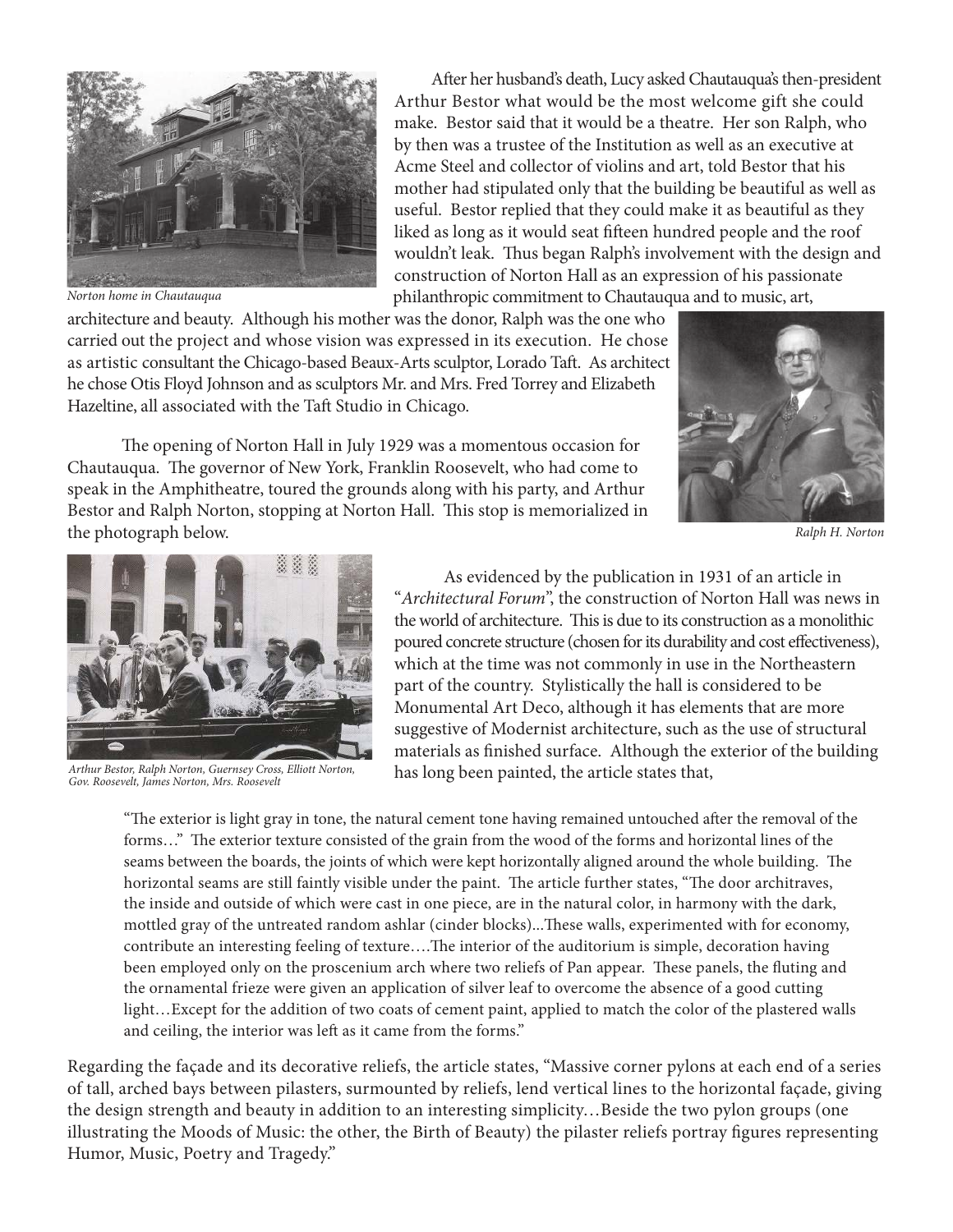After her husband's death, Lucy asked Chautauqua's then-president Arthur Bestor what would be the most welcome gift she could make. Bestor said that it would be a theatre. Her son Ralph, who by then was a trustee of the Institution as well as an executive at Acme Steel and collector of violins and art, told Bestor that his mother had stipulated only that the building be beautiful as well as useful. Bestor replied that they could make it as beautiful as they liked as long as it would seat fifteen hundred people and the roof wouldn't leak. Thus began Ralph's involvement with the design and construction of Norton Hall as an expression of his passionate philanthropic commitment to Chautauqua and to music, art, architecture and beauty. Although his mother was the donor, Ralph was the one who carried out the project and whose vision was expressed in its execution. He chose as artistic consultant the Chicago-based Beaux-Arts sculptor, Lorado Taft. As architect he chose Otis Floyd Johnson and as sculptors Mr. and Mrs. Fred Torrey and Elizabeth Hazeltine, all associated with the Taft Studio in Chicago.

*Norton home in Chautauqua*

The opening of Norton Hall in July 1929 was a momentous occasion for Chautauqua. The governor of New York, Franklin Roosevelt, who had come to speak in the Amphitheatre, toured the grounds along with his party, and Arthur Bestor and Ralph Norton, stopping at Norton Hall. This stop is memorialized in the photograph below.

*Ralph H. Norton*

*Arthur Bestor, Ralph Norton, Guernsey Cross, Elliott Norton, Gov. Roosevelt, James Norton, Mrs. Roosevelt*

As evidenced by the publication in 1931 of an article in "*Architectural Forum*", the construction of Norton Hall was news in the world of architecture. This is due to its construction as a monolithic poured concrete structure (chosen for its durability and cost effectiveness), which at the time was not commonly in use in the Northeastern part of the country. Stylistically the hall is considered to be Monumental Art Deco, although it has elements that are more suggestive of Modernist architecture, such as the use of structural materials as finished surface. Although the exterior of the building has long been painted, the article states that,

> "The exterior is light gray in tone, the natural cement tone having remained untouched after the removal of the forms…" The exterior texture consisted of the grain from the wood of the forms and horizontal lines of the seams between the boards, the joints of which were kept horizontally aligned around the whole building. The horizontal seams are still faintly visible under the paint. The article further states, "The door architraves, the inside and outside of which were cast in one piece, are in the natural color, in harmony with the dark, mottled gray of the untreated random ashlar (cinder blocks)...These walls, experimented with for economy, contribute an interesting feeling of texture….The interior of the auditorium is simple, decoration having been employed only on the proscenium arch where two reliefs of Pan appear. These panels, the fluting and the ornamental frieze were given an application of silver leaf to overcome the absence of a good cutting light…Except for the addition of two coats of cement paint, applied to match the color of the plastered walls and ceiling, the interior was left as it came from the forms."

Regarding the façade and its decorative reliefs, the article states, "Massive corner pylons at each end of a series of tall, arched bays between pilasters, surmounted by reliefs, lend vertical lines to the horizontal façade, giving the design strength and beauty in addition to an interesting simplicity…Beside the two pylon groups (one illustrating the Moods of Music: the other, the Birth of Beauty) the pilaster reliefs portray figures representing Humor, Music, Poetry and Tragedy."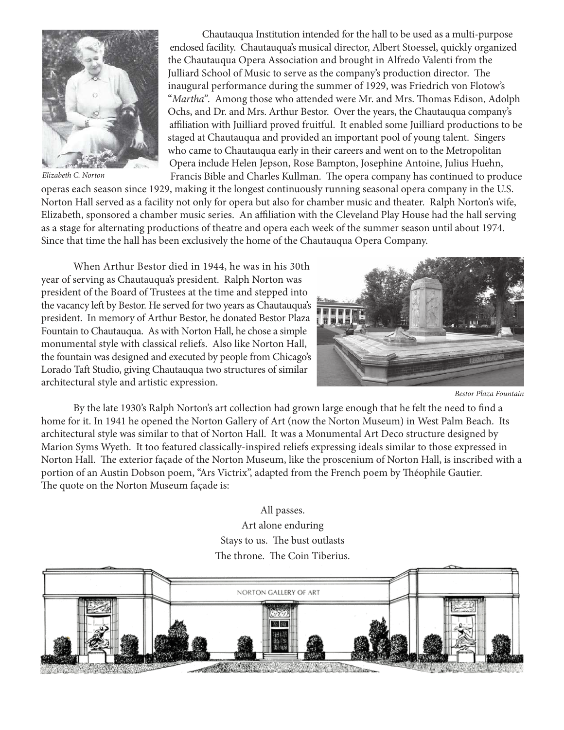*Elizabeth C. Norton*

Chautauqua Institution intended for the hall to be used as a multi-purpose enclosed facility. Chautauqua's musical director, Albert Stoessel, quickly organized the Chautauqua Opera Association and brought in Alfredo Valenti from the Julliard School of Music to serve as the company's production director. The inaugural performance during the summer of 1929, was Friedrich von Flotow's "*Martha*". Among those who attended were Mr. and Mrs. Thomas Edison, Adolph Ochs, and Dr. and Mrs. Arthur Bestor. Over the years, the Chautauqua company's affiliation with Juilliard proved fruitful. It enabled some Juilliard productions to be staged at Chautauqua and provided an important pool of young talent. Singers who came to Chautauqua early in their careers and went on to the Metropolitan Opera include Helen Jepson, Rose Bampton, Josephine Antoine, Julius Huehn, Francis Bible and Charles Kullman. The opera company has continued to produce operas each season since 1929, making it the longest continuously running seasonal opera company in the U.S. Norton Hall served as a facility not only for opera but also for chamber music and theater. Ralph Norton's wife, Elizabeth, sponsored a chamber music series. An affiliation with the Cleveland Play House had the hall serving as a stage for alternating productions of theatre and opera each week of the summer season until about 1974. Since that time the hall has been exclusively the home of the Chautauqua Opera Company.

When Arthur Bestor died in 1944, he was in his 30th year of serving as Chautauqua's president. Ralph Norton was president of the Board of Trustees at the time and stepped into the vacancy left by Bestor. He served for two years as Chautauqua's president. In memory of Arthur Bestor, he donated Bestor Plaza Fountain to Chautauqua. As with Norton Hall, he chose a simple monumental style with classical reliefs. Also like Norton Hall, the fountain was designed and executed by people from Chicago's Lorado Taft Studio, giving Chautauqua two structures of similar architectural style and artistic expression.

*Bestor Plaza Fountain*

By the late 1930's Ralph Norton's art collection had grown large enough that he felt the need to find a home for it. In 1941 he opened the Norton Gallery of Art (now the Norton Museum) in West Palm Beach. Its architectural style was similar to that of Norton Hall. It was a Monumental Art Deco structure designed by Marion Syms Wyeth. It too featured classically-inspired reliefs expressing ideals similar to those expressed in Norton Hall. The exterior façade of the Norton Museum, like the proscenium of Norton Hall, is inscribed with a portion of an Austin Dobson poem, "Ars Victrix", adapted from the French poem by Théophile Gautier. The quote on the Norton Museum façade is:

All passes.  
Art alone enduring  
Stays to us. The bust outlasts  
The throne. The Coin Tiberius.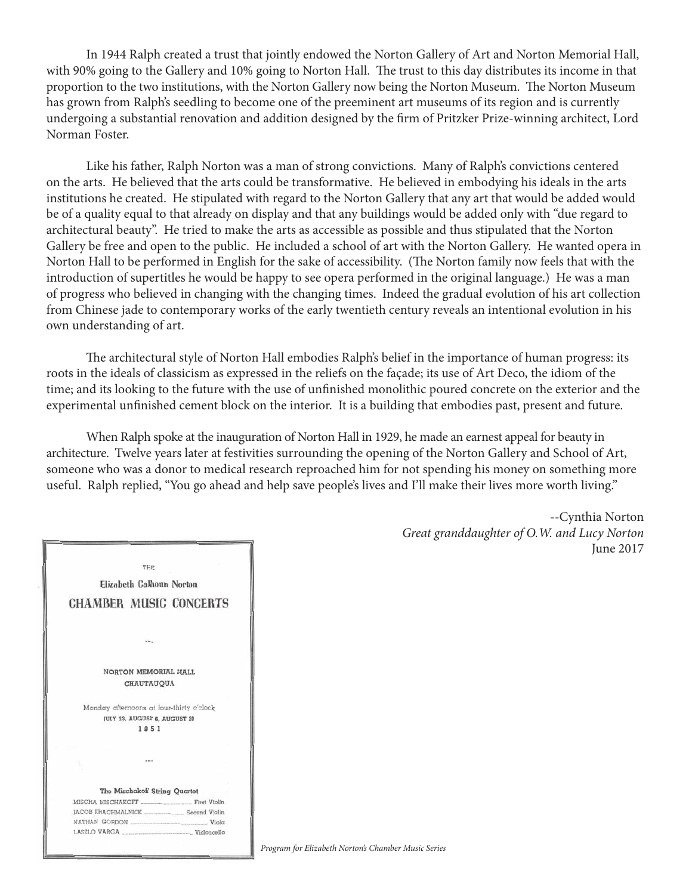In 1944 Ralph created a trust that jointly endowed the Norton Gallery of Art and Norton Memorial Hall, with 90% going to the Gallery and 10% going to Norton Hall. The trust to this day distributes its income in that proportion to the two institutions, with the Norton Gallery now being the Norton Museum. The Norton Museum has grown from Ralph's seedling to become one of the preeminent art museums of its region and is currently undergoing a substantial renovation and addition designed by the firm of Pritzker Prize-winning architect, Lord Norman Foster.

Like his father, Ralph Norton was a man of strong convictions. Many of Ralph's convictions centered on the arts. He believed that the arts could be transformative. He believed in embodying his ideals in the arts institutions he created. He stipulated with regard to the Norton Gallery that any art that would be added would be of a quality equal to that already on display and that any buildings would be added only with "due regard to architectural beauty". He tried to make the arts as accessible as possible and thus stipulated that the Norton Gallery be free and open to the public. He included a school of art with the Norton Gallery. He wanted opera in Norton Hall to be performed in English for the sake of accessibility. (The Norton family now feels that with the introduction of supertitles he would be happy to see opera performed in the original language.) He was a man of progress who believed in changing with the changing times. Indeed the gradual evolution of his art collection from Chinese jade to contemporary works of the early twentieth century reveals an intentional evolution in his own understanding of art.

The architectural style of Norton Hall embodies Ralph's belief in the importance of human progress: its roots in the ideals of classicism as expressed in the reliefs on the façade; its use of Art Deco, the idiom of the time; and its looking to the future with the use of unfinished monolithic poured concrete on the exterior and the experimental unfinished cement block on the interior. It is a building that embodies past, present and future.

When Ralph spoke at the inauguration of Norton Hall in 1929, he made an earnest appeal for beauty in architecture. Twelve years later at festivities surrounding the opening of the Norton Gallery and School of Art, someone who was a donor to medical research reproached him for not spending his money on something more useful. Ralph replied, "You go ahead and help save people's lives and I'll make their lives more worth living."

--Cynthia Norton
*Great granddaughter of O.W. and Lucy Norton*
June 2017

THE

Elizabeth Calhoun Norton

CHAMBER MUSIC CONCERTS

NORTON MEMORIAL HALL
CHAUTAUQUA

Monday afternoons at four-thirty o'clock
JULY 23, AUGUST 6, AUGUST 20
1951

The Mischakoff String Quartet

MISCHA MISCHAKOFF ........ First Violin
JACOB KRACHMALNICK ........ Second Violin
NATHAN GORDON ........ Viola
LASZLO VARGA ........ Violoncello

*Program for Elizabeth Norton's Chamber Music Series*